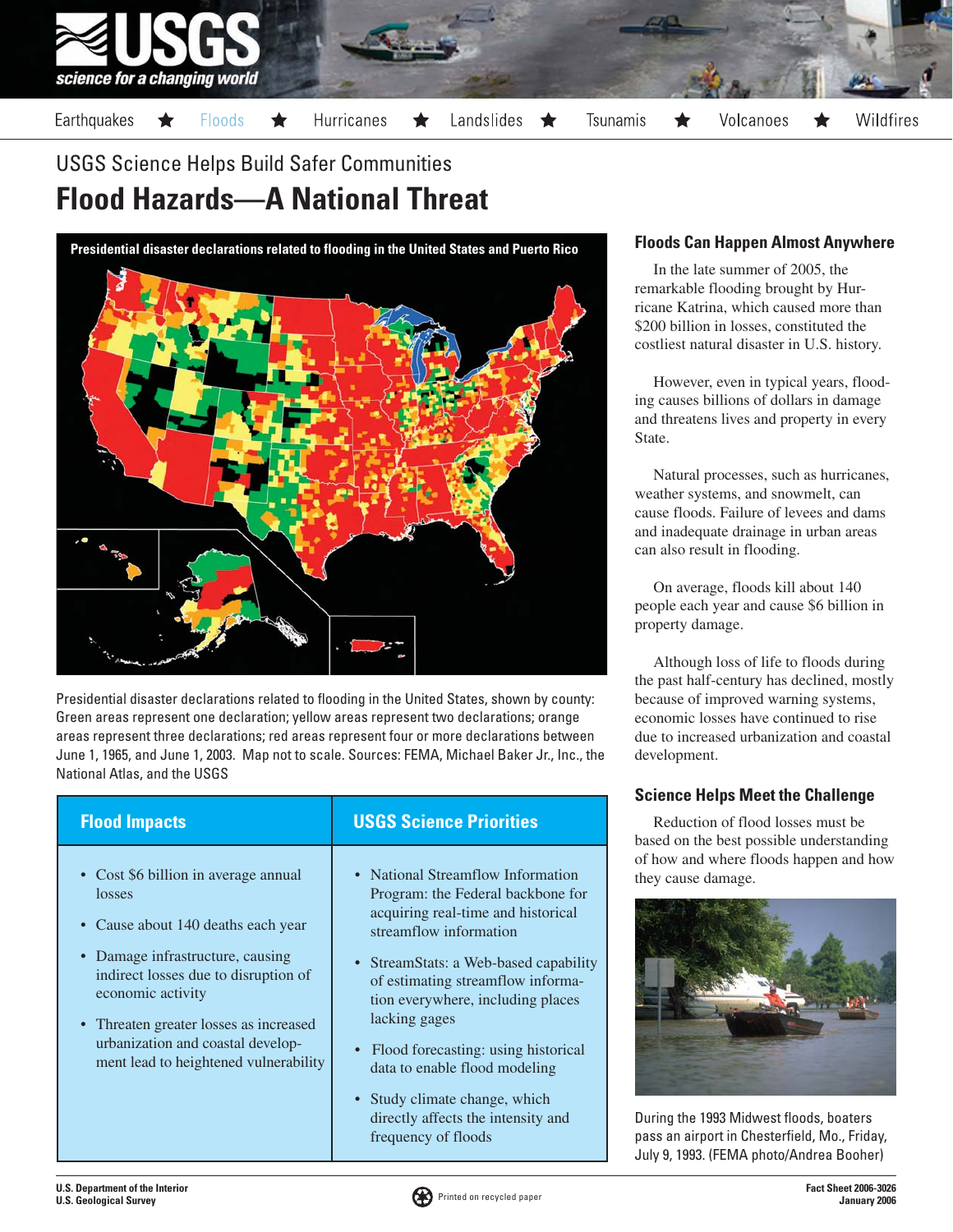Earthquakes ★ Floods ★ Hurricanes ★ Landslides ★ Tsunamis ★ Volcanoes ★ Wildfires

USGS Science Helps Build Safer Communities

# Flood Hazards—A National Threat

Presidential disaster declarations related to flooding in the United States and Puerto Rico

Presidential disaster declarations related to flooding in the United States, shown by county: Green areas represent one declaration; yellow areas represent two declarations; orange areas represent three declarations; red areas represent four or more declarations between June 1, 1965, and June 1, 2003. Map not to scale. Sources: FEMA, Michael Baker Jr., Inc., the National Atlas, and the USGS

| Flood Impacts | USGS Science Priorities |
| --- | --- |
| • Cost $6 billion in average annual losses<br>• Cause about 140 deaths each year<br>• Damage infrastructure, causing indirect losses due to disruption of economic activity<br>• Threaten greater losses as increased urbanization and coastal development lead to heightened vulnerability | • National Streamflow Information Program: the Federal backbone for acquiring real-time and historical streamflow information<br>• StreamStats: a Web-based capability of estimating streamflow information everywhere, including places lacking gages<br>• Flood forecasting: using historical data to enable flood modeling<br>• Study climate change, which directly affects the intensity and frequency of floods |

## Floods Can Happen Almost Anywhere

In the late summer of 2005, the remarkable flooding brought by Hurricane Katrina, which caused more than $200 billion in losses, constituted the costliest natural disaster in U.S. history.

However, even in typical years, flooding causes billions of dollars in damage and threatens lives and property in every State.

Natural processes, such as hurricanes, weather systems, and snowmelt, can cause floods. Failure of levees and dams and inadequate drainage in urban areas can also result in flooding.

On average, floods kill about 140 people each year and cause $6 billion in property damage.

Although loss of life to floods during the past half-century has declined, mostly because of improved warning systems, economic losses have continued to rise due to increased urbanization and coastal development.

## Science Helps Meet the Challenge

Reduction of flood losses must be based on the best possible understanding of how and where floods happen and how they cause damage.

During the 1993 Midwest floods, boaters pass an airport in Chesterfield, Mo., Friday, July 9, 1993. (FEMA photo/Andrea Booher)

U.S. Department of the Interior
U.S. Geological Survey

Printed on recycled paper

Fact Sheet 2006-3026
January 2006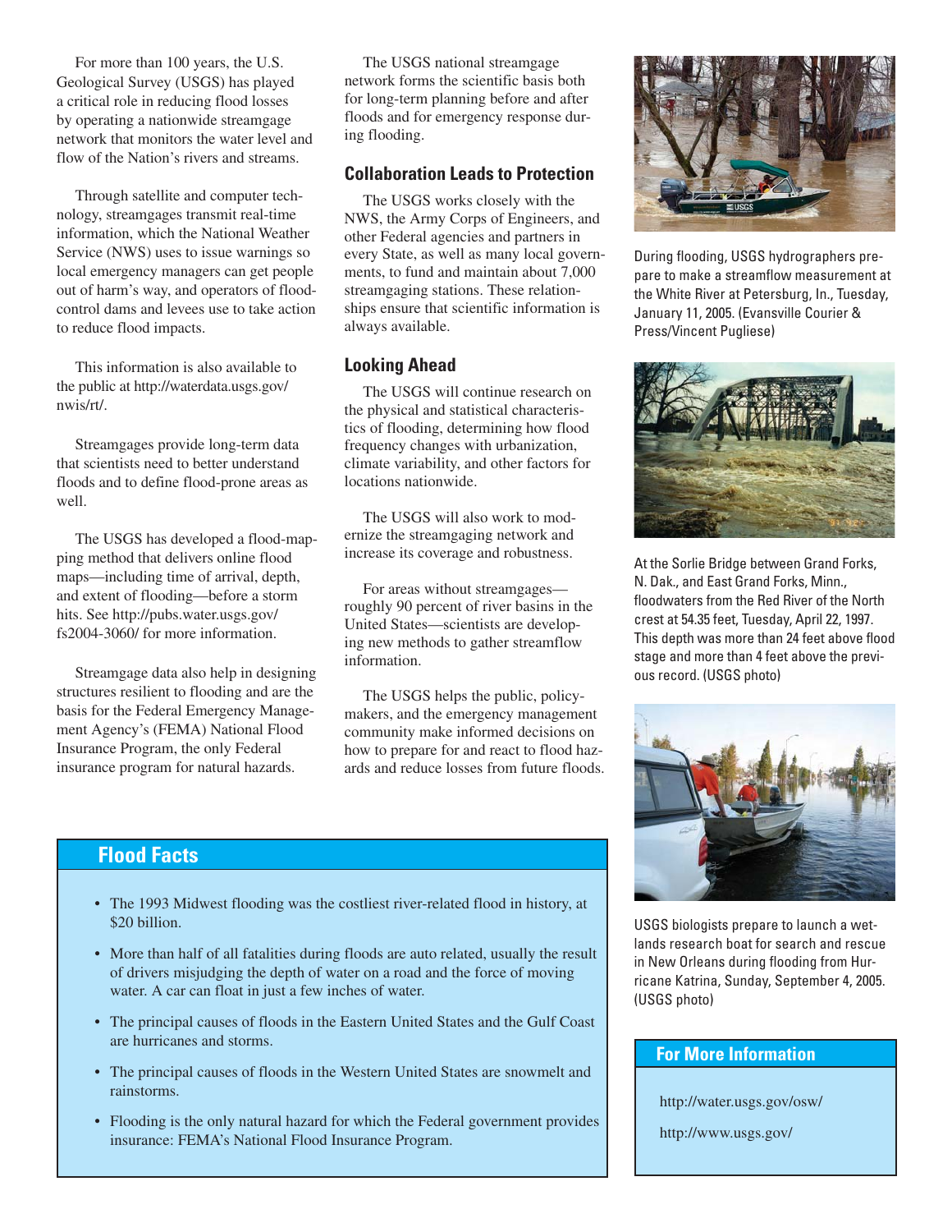For more than 100 years, the U.S. Geological Survey (USGS) has played a critical role in reducing flood losses by operating a nationwide streamgage network that monitors the water level and flow of the Nation's rivers and streams.

Through satellite and computer technology, streamgages transmit real-time information, which the National Weather Service (NWS) uses to issue warnings so local emergency managers can get people out of harm's way, and operators of flood-control dams and levees use to take action to reduce flood impacts.

This information is also available to the public at http://waterdata.usgs.gov/nwis/rt/.

Streamgages provide long-term data that scientists need to better understand floods and to define flood-prone areas as well.

The USGS has developed a flood-mapping method that delivers online flood maps—including time of arrival, depth, and extent of flooding—before a storm hits. See http://pubs.water.usgs.gov/fs2004-3060/ for more information.

Streamgage data also help in designing structures resilient to flooding and are the basis for the Federal Emergency Management Agency's (FEMA) National Flood Insurance Program, the only Federal insurance program for natural hazards.

The USGS national streamgage network forms the scientific basis both for long-term planning before and after floods and for emergency response during flooding.

## Collaboration Leads to Protection

The USGS works closely with the NWS, the Army Corps of Engineers, and other Federal agencies and partners in every State, as well as many local governments, to fund and maintain about 7,000 streamgaging stations. These relationships ensure that scientific information is always available.

## Looking Ahead

The USGS will continue research on the physical and statistical characteristics of flooding, determining how flood frequency changes with urbanization, climate variability, and other factors for locations nationwide.

The USGS will also work to modernize the streamgaging network and increase its coverage and robustness.

For areas without streamgages—roughly 90 percent of river basins in the United States—scientists are developing new methods to gather streamflow information.

The USGS helps the public, policymakers, and the emergency management community make informed decisions on how to prepare for and react to flood hazards and reduce losses from future floods.

During flooding, USGS hydrographers prepare to make a streamflow measurement at the White River at Petersburg, In., Tuesday, January 11, 2005. (Evansville Courier & Press/Vincent Pugliese)

At the Sorlie Bridge between Grand Forks, N. Dak., and East Grand Forks, Minn., floodwaters from the Red River of the North crest at 54.35 feet, Tuesday, April 22, 1997. This depth was more than 24 feet above flood stage and more than 4 feet above the previous record. (USGS photo)

USGS biologists prepare to launch a wetlands research boat for search and rescue in New Orleans during flooding from Hurricane Katrina, Sunday, September 4, 2005. (USGS photo)

## Flood Facts

- The 1993 Midwest flooding was the costliest river-related flood in history, at $20 billion.
- More than half of all fatalities during floods are auto related, usually the result of drivers misjudging the depth of water on a road and the force of moving water. A car can float in just a few inches of water.
- The principal causes of floods in the Eastern United States and the Gulf Coast are hurricanes and storms.
- The principal causes of floods in the Western United States are snowmelt and rainstorms.
- Flooding is the only natural hazard for which the Federal government provides insurance: FEMA's National Flood Insurance Program.

## For More Information

http://water.usgs.gov/osw/

http://www.usgs.gov/